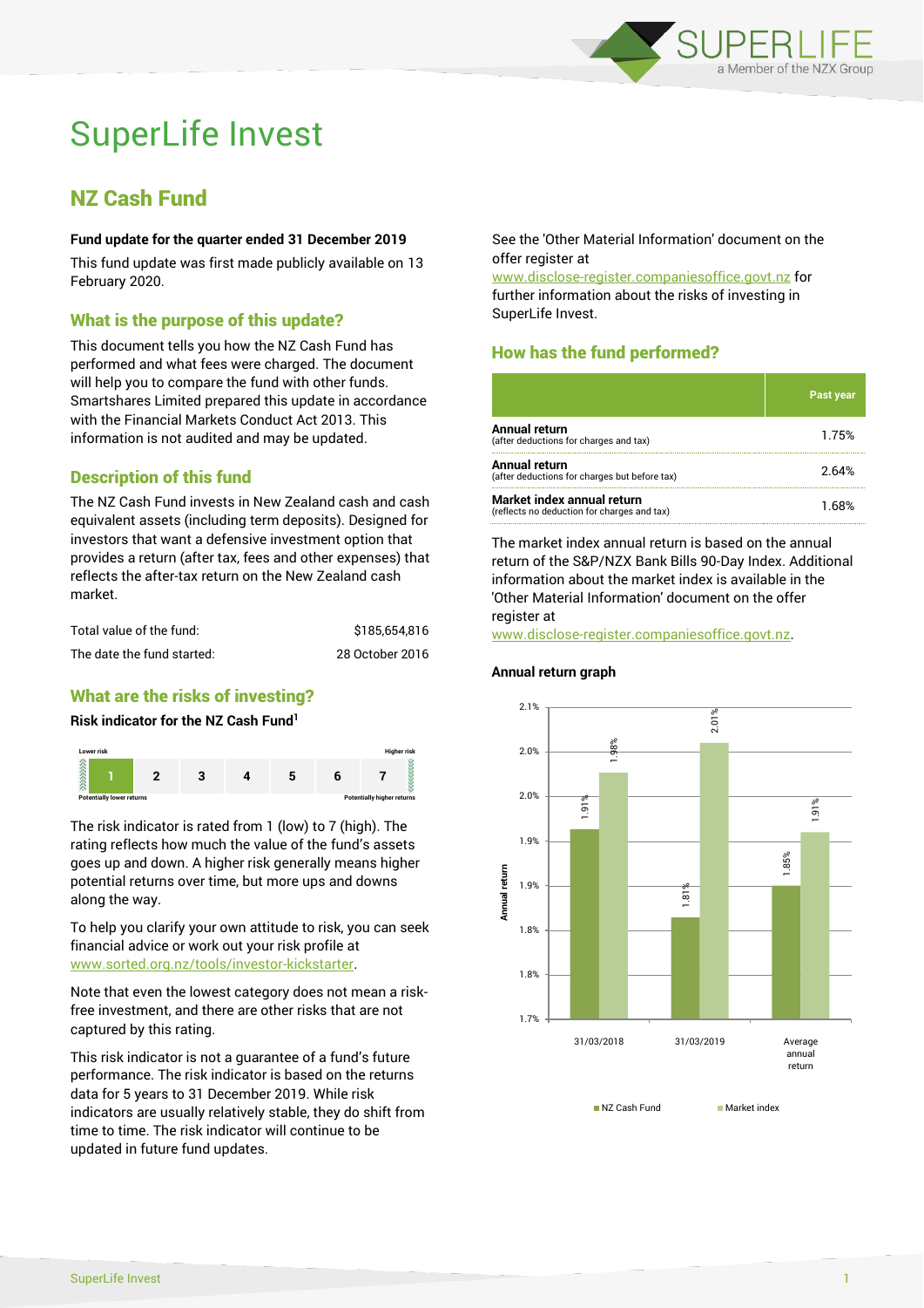# SuperLife Invest

## NZ Cash Fund

**Fund update for the quarter ended 31 December 2019**

This fund update was first made publicly available on 13 February 2020.

### What is the purpose of this update?

This document tells you how the NZ Cash Fund has performed and what fees were charged. The document will help you to compare the fund with other funds. Smartshares Limited prepared this update in accordance with the Financial Markets Conduct Act 2013. This information is not audited and may be updated.

### Description of this fund

The NZ Cash Fund invests in New Zealand cash and cash equivalent assets (including term deposits). Designed for investors that want a defensive investment option that provides a return (after tax, fees and other expenses) that reflects the after-tax return on the New Zealand cash market.

| | |
|---|---|
| Total value of the fund: | $185,654,816 |
| The date the fund started: | 28 October 2016 |

### What are the risks of investing?

**Risk indicator for the NZ Cash Fund[1]**

| Lower risk | | | | | | Higher risk |
|---|---|---|---|---|---|---|
| **1** | 2 | 3 | 4 | 5 | 6 | 7 |
| Potentially lower returns | | | | | | Potentially higher returns |

The risk indicator is rated from 1 (low) to 7 (high). The rating reflects how much the value of the fund's assets goes up and down. A higher risk generally means higher potential returns over time, but more ups and downs along the way.

To help you clarify your own attitude to risk, you can seek financial advice or work out your risk profile at www.sorted.org.nz/tools/investor-kickstarter.

Note that even the lowest category does not mean a risk-free investment, and there are other risks that are not captured by this rating.

This risk indicator is not a guarantee of a fund's future performance. The risk indicator is based on the returns data for 5 years to 31 December 2019. While risk indicators are usually relatively stable, they do shift from time to time. The risk indicator will continue to be updated in future fund updates.

See the 'Other Material Information' document on the offer register at www.disclose-register.companiesoffice.govt.nz for further information about the risks of investing in SuperLife Invest.

### How has the fund performed?

| | Past year |
|---|---|
| **Annual return** (after deductions for charges and tax) | 1.75% |
| **Annual return** (after deductions for charges but before tax) | 2.64% |
| **Market index annual return** (reflects no deduction for charges and tax) | 1.68% |

The market index annual return is based on the annual return of the S&P/NZX Bank Bills 90-Day Index. Additional information about the market index is available in the 'Other Material Information' document on the offer register at www.disclose-register.companiesoffice.govt.nz.

**Annual return graph**

| | NZ Cash Fund | Market index |
|---|---|---|
| 31/03/2018 | 1.91% | 1.98% |
| 31/03/2019 | 1.81% | 2.01% |
| Average annual return | 1.85% | 1.91% |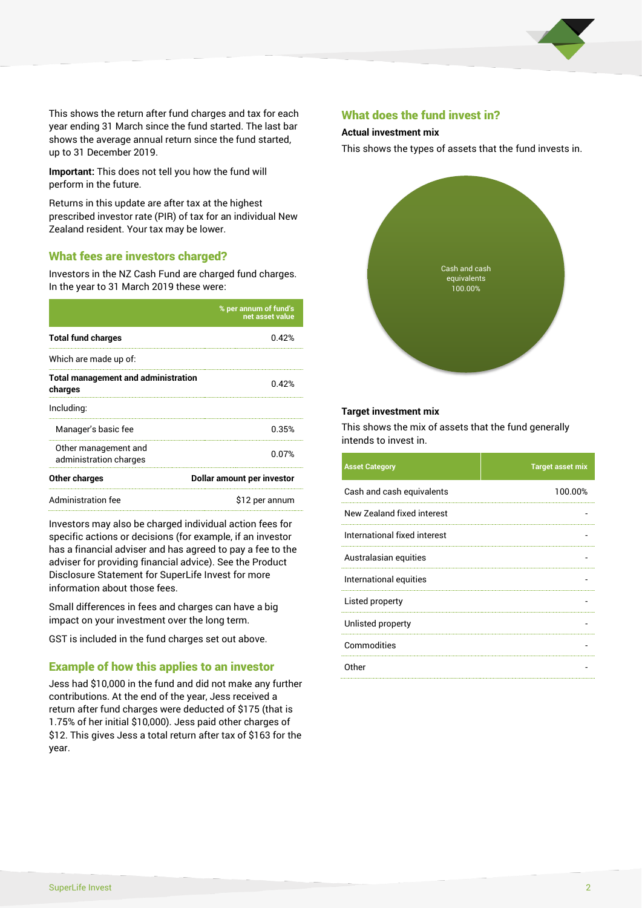This shows the return after fund charges and tax for each year ending 31 March since the fund started. The last bar shows the average annual return since the fund started, up to 31 December 2019.

**Important:** This does not tell you how the fund will perform in the future.

Returns in this update are after tax at the highest prescribed investor rate (PIR) of tax for an individual New Zealand resident. Your tax may be lower.

## What fees are investors charged?

Investors in the NZ Cash Fund are charged fund charges. In the year to 31 March 2019 these were:

| | % per annum of fund's net asset value |
|---|---|
| **Total fund charges** | 0.42% |
| Which are made up of: | |
| **Total management and administration charges** | 0.42% |
| Including: | |
| Manager's basic fee | 0.35% |
| Other management and administration charges | 0.07% |
| **Other charges** | **Dollar amount per investor** |
| Administration fee | $12 per annum |

Investors may also be charged individual action fees for specific actions or decisions (for example, if an investor has a financial adviser and has agreed to pay a fee to the adviser for providing financial advice). See the Product Disclosure Statement for SuperLife Invest for more information about those fees.

Small differences in fees and charges can have a big impact on your investment over the long term.

GST is included in the fund charges set out above.

## Example of how this applies to an investor

Jess had $10,000 in the fund and did not make any further contributions. At the end of the year, Jess received a return after fund charges were deducted of $175 (that is 1.75% of her initial $10,000). Jess paid other charges of $12. This gives Jess a total return after tax of $163 for the year.

## What does the fund invest in?

### Actual investment mix

This shows the types of assets that the fund invests in.

Cash and cash equivalents 100.00%

### Target investment mix

This shows the mix of assets that the fund generally intends to invest in.

| Asset Category | Target asset mix |
|---|---|
| Cash and cash equivalents | 100.00% |
| New Zealand fixed interest | - |
| International fixed interest | - |
| Australasian equities | - |
| International equities | - |
| Listed property | - |
| Unlisted property | - |
| Commodities | - |
| Other | - |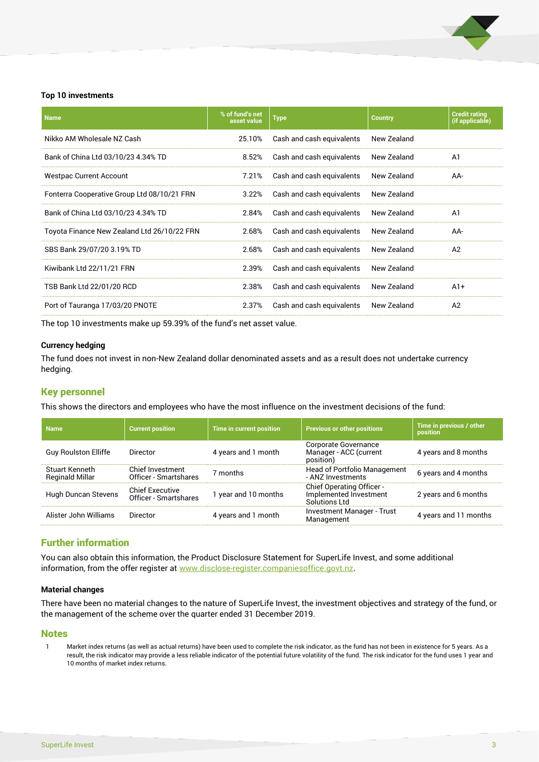### Top 10 investments

| Name | % of fund's net asset value | Type | Country | Credit rating (if applicable) |
|---|---|---|---|---|
| Nikko AM Wholesale NZ Cash | 25.10% | Cash and cash equivalents | New Zealand | |
| Bank of China Ltd 03/10/23 4.34% TD | 8.52% | Cash and cash equivalents | New Zealand | A1 |
| Westpac Current Account | 7.21% | Cash and cash equivalents | New Zealand | AA- |
| Fonterra Cooperative Group Ltd 08/10/21 FRN | 3.22% | Cash and cash equivalents | New Zealand | |
| Bank of China Ltd 03/10/23 4.34% TD | 2.84% | Cash and cash equivalents | New Zealand | A1 |
| Toyota Finance New Zealand Ltd 26/10/22 FRN | 2.68% | Cash and cash equivalents | New Zealand | AA- |
| SBS Bank 29/07/20 3.19% TD | 2.68% | Cash and cash equivalents | New Zealand | A2 |
| Kiwibank Ltd 22/11/21 FRN | 2.39% | Cash and cash equivalents | New Zealand | |
| TSB Bank Ltd 22/01/20 RCD | 2.38% | Cash and cash equivalents | New Zealand | A1+ |
| Port of Tauranga 17/03/20 PNOTE | 2.37% | Cash and cash equivalents | New Zealand | A2 |

The top 10 investments make up 59.39% of the fund's net asset value.

### Currency hedging

The fund does not invest in non-New Zealand dollar denominated assets and as a result does not undertake currency hedging.

## Key personnel

This shows the directors and employees who have the most influence on the investment decisions of the fund:

| Name | Current position | Time in current position | Previous or other positions | Time in previous / other position |
|---|---|---|---|---|
| Guy Roulston Elliffe | Director | 4 years and 1 month | Corporate Governance Manager - ACC (current position) | 4 years and 8 months |
| Stuart Kenneth Reginald Millar | Chief Investment Officer - Smartshares | 7 months | Head of Portfolio Management - ANZ Investments | 6 years and 4 months |
| Hugh Duncan Stevens | Chief Executive Officer - Smartshares | 1 year and 10 months | Chief Operating Officer - Implemented Investment Solutions Ltd | 2 years and 6 months |
| Alister John Williams | Director | 4 years and 1 month | Investment Manager - Trust Management | 4 years and 11 months |

## Further information

You can also obtain this information, the Product Disclosure Statement for SuperLife Invest, and some additional information, from the offer register at www.disclose-register.companiesoffice.govt.nz.

### Material changes

There have been no material changes to the nature of SuperLife Invest, the investment objectives and strategy of the fund, or the management of the scheme over the quarter ended 31 December 2019.

## Notes

1 Market index returns (as well as actual returns) have been used to complete the risk indicator, as the fund has not been in existence for 5 years. As a result, the risk indicator may provide a less reliable indicator of the potential future volatility of the fund. The risk indicator for the fund uses 1 year and 10 months of market index returns.